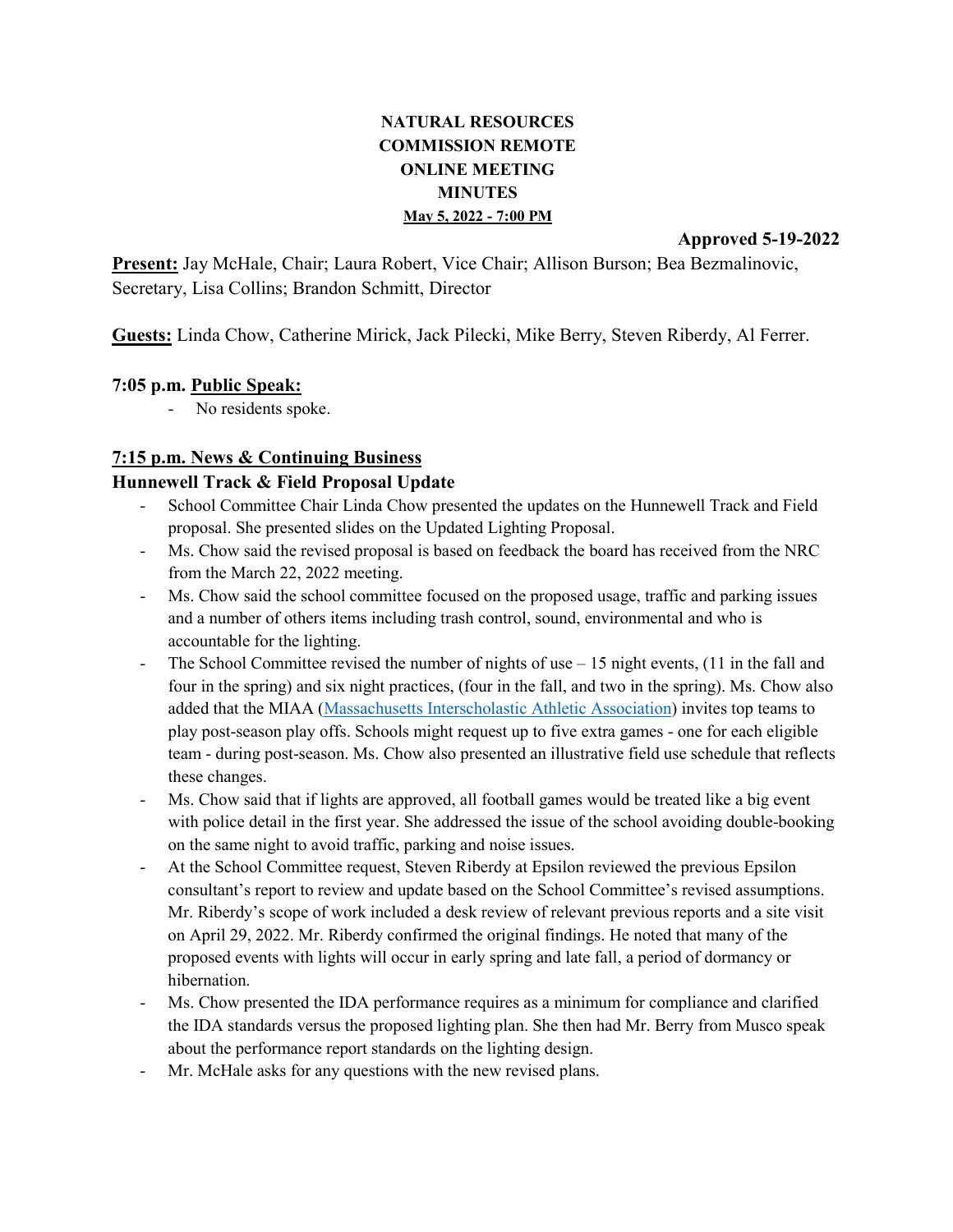# NATURAL RESOURCES COMMISSION REMOTE ONLINE MEETING MINUTES

**May 5, 2022 - 7:00 PM**

**Approved 5-19-2022**

**Present:** Jay McHale, Chair; Laura Robert, Vice Chair; Allison Burson; Bea Bezmalinovic, Secretary, Lisa Collins; Brandon Schmitt, Director

**Guests:** Linda Chow, Catherine Mirick, Jack Pilecki, Mike Berry, Steven Riberdy, Al Ferrer.

## 7:05 p.m. Public Speak:

- No residents spoke.

## 7:15 p.m. News & Continuing Business

### Hunnewell Track & Field Proposal Update

- School Committee Chair Linda Chow presented the updates on the Hunnewell Track and Field proposal. She presented slides on the Updated Lighting Proposal.
- Ms. Chow said the revised proposal is based on feedback the board has received from the NRC from the March 22, 2022 meeting.
- Ms. Chow said the school committee focused on the proposed usage, traffic and parking issues and a number of others items including trash control, sound, environmental and who is accountable for the lighting.
- The School Committee revised the number of nights of use – 15 night events, (11 in the fall and four in the spring) and six night practices, (four in the fall, and two in the spring). Ms. Chow also added that the MIAA (Massachusetts Interscholastic Athletic Association) invites top teams to play post-season play offs. Schools might request up to five extra games - one for each eligible team - during post-season. Ms. Chow also presented an illustrative field use schedule that reflects these changes.
- Ms. Chow said that if lights are approved, all football games would be treated like a big event with police detail in the first year. She addressed the issue of the school avoiding double-booking on the same night to avoid traffic, parking and noise issues.
- At the School Committee request, Steven Riberdy at Epsilon reviewed the previous Epsilon consultant's report to review and update based on the School Committee's revised assumptions. Mr. Riberdy's scope of work included a desk review of relevant previous reports and a site visit on April 29, 2022. Mr. Riberdy confirmed the original findings. He noted that many of the proposed events with lights will occur in early spring and late fall, a period of dormancy or hibernation.
- Ms. Chow presented the IDA performance requires as a minimum for compliance and clarified the IDA standards versus the proposed lighting plan. She then had Mr. Berry from Musco speak about the performance report standards on the lighting design.
- Mr. McHale asks for any questions with the new revised plans.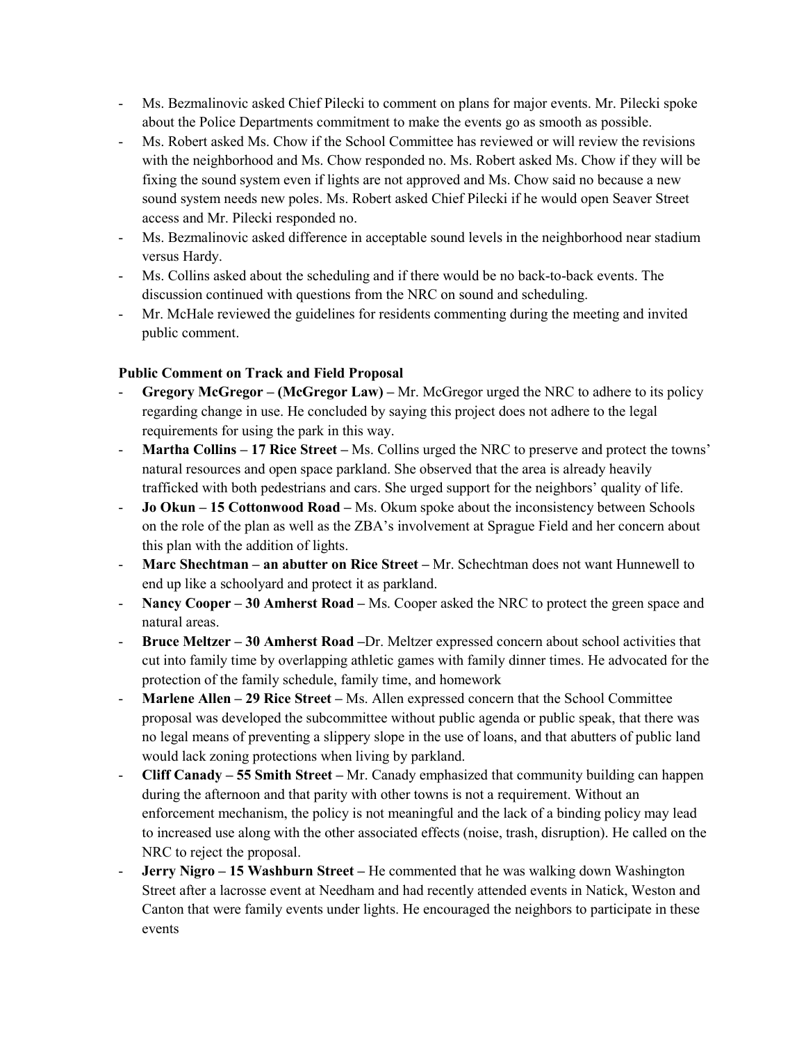- Ms. Bezmalinovic asked Chief Pilecki to comment on plans for major events. Mr. Pilecki spoke about the Police Departments commitment to make the events go as smooth as possible.
- Ms. Robert asked Ms. Chow if the School Committee has reviewed or will review the revisions with the neighborhood and Ms. Chow responded no. Ms. Robert asked Ms. Chow if they will be fixing the sound system even if lights are not approved and Ms. Chow said no because a new sound system needs new poles. Ms. Robert asked Chief Pilecki if he would open Seaver Street access and Mr. Pilecki responded no.
- Ms. Bezmalinovic asked difference in acceptable sound levels in the neighborhood near stadium versus Hardy.
- Ms. Collins asked about the scheduling and if there would be no back-to-back events. The discussion continued with questions from the NRC on sound and scheduling.
- Mr. McHale reviewed the guidelines for residents commenting during the meeting and invited public comment.

**Public Comment on Track and Field Proposal**

- **Gregory McGregor – (McGregor Law) –** Mr. McGregor urged the NRC to adhere to its policy regarding change in use. He concluded by saying this project does not adhere to the legal requirements for using the park in this way.
- **Martha Collins – 17 Rice Street –** Ms. Collins urged the NRC to preserve and protect the towns' natural resources and open space parkland. She observed that the area is already heavily trafficked with both pedestrians and cars. She urged support for the neighbors' quality of life.
- **Jo Okun – 15 Cottonwood Road –** Ms. Okum spoke about the inconsistency between Schools on the role of the plan as well as the ZBA's involvement at Sprague Field and her concern about this plan with the addition of lights.
- **Marc Shechtman – an abutter on Rice Street –** Mr. Schechtman does not want Hunnewell to end up like a schoolyard and protect it as parkland.
- **Nancy Cooper – 30 Amherst Road –** Ms. Cooper asked the NRC to protect the green space and natural areas.
- **Bruce Meltzer – 30 Amherst Road –**Dr. Meltzer expressed concern about school activities that cut into family time by overlapping athletic games with family dinner times. He advocated for the protection of the family schedule, family time, and homework
- **Marlene Allen – 29 Rice Street –** Ms. Allen expressed concern that the School Committee proposal was developed the subcommittee without public agenda or public speak, that there was no legal means of preventing a slippery slope in the use of loans, and that abutters of public land would lack zoning protections when living by parkland.
- **Cliff Canady – 55 Smith Street –** Mr. Canady emphasized that community building can happen during the afternoon and that parity with other towns is not a requirement. Without an enforcement mechanism, the policy is not meaningful and the lack of a binding policy may lead to increased use along with the other associated effects (noise, trash, disruption). He called on the NRC to reject the proposal.
- **Jerry Nigro – 15 Washburn Street –** He commented that he was walking down Washington Street after a lacrosse event at Needham and had recently attended events in Natick, Weston and Canton that were family events under lights. He encouraged the neighbors to participate in these events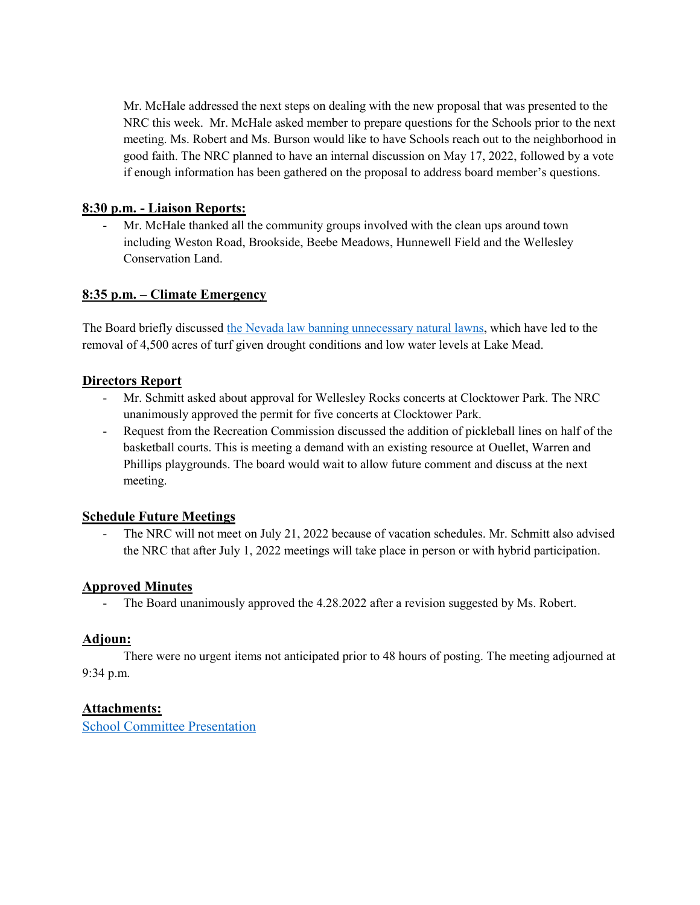Mr. McHale addressed the next steps on dealing with the new proposal that was presented to the NRC this week. Mr. McHale asked member to prepare questions for the Schools prior to the next meeting. Ms. Robert and Ms. Burson would like to have Schools reach out to the neighborhood in good faith. The NRC planned to have an internal discussion on May 17, 2022, followed by a vote if enough information has been gathered on the proposal to address board member's questions.

## 8:30 p.m. - Liaison Reports:

- Mr. McHale thanked all the community groups involved with the clean ups around town including Weston Road, Brookside, Beebe Meadows, Hunnewell Field and the Wellesley Conservation Land.

## 8:35 p.m. – Climate Emergency

The Board briefly discussed the Nevada law banning unnecessary natural lawns, which have led to the removal of 4,500 acres of turf given drought conditions and low water levels at Lake Mead.

## Directors Report

- Mr. Schmitt asked about approval for Wellesley Rocks concerts at Clocktower Park. The NRC unanimously approved the permit for five concerts at Clocktower Park.
- Request from the Recreation Commission discussed the addition of pickleball lines on half of the basketball courts. This is meeting a demand with an existing resource at Ouellet, Warren and Phillips playgrounds. The board would wait to allow future comment and discuss at the next meeting.

## Schedule Future Meetings

- The NRC will not meet on July 21, 2022 because of vacation schedules. Mr. Schmitt also advised the NRC that after July 1, 2022 meetings will take place in person or with hybrid participation.

## Approved Minutes

- The Board unanimously approved the 4.28.2022 after a revision suggested by Ms. Robert.

## Adjoun:

There were no urgent items not anticipated prior to 48 hours of posting. The meeting adjourned at 9:34 p.m.

## Attachments:

School Committee Presentation